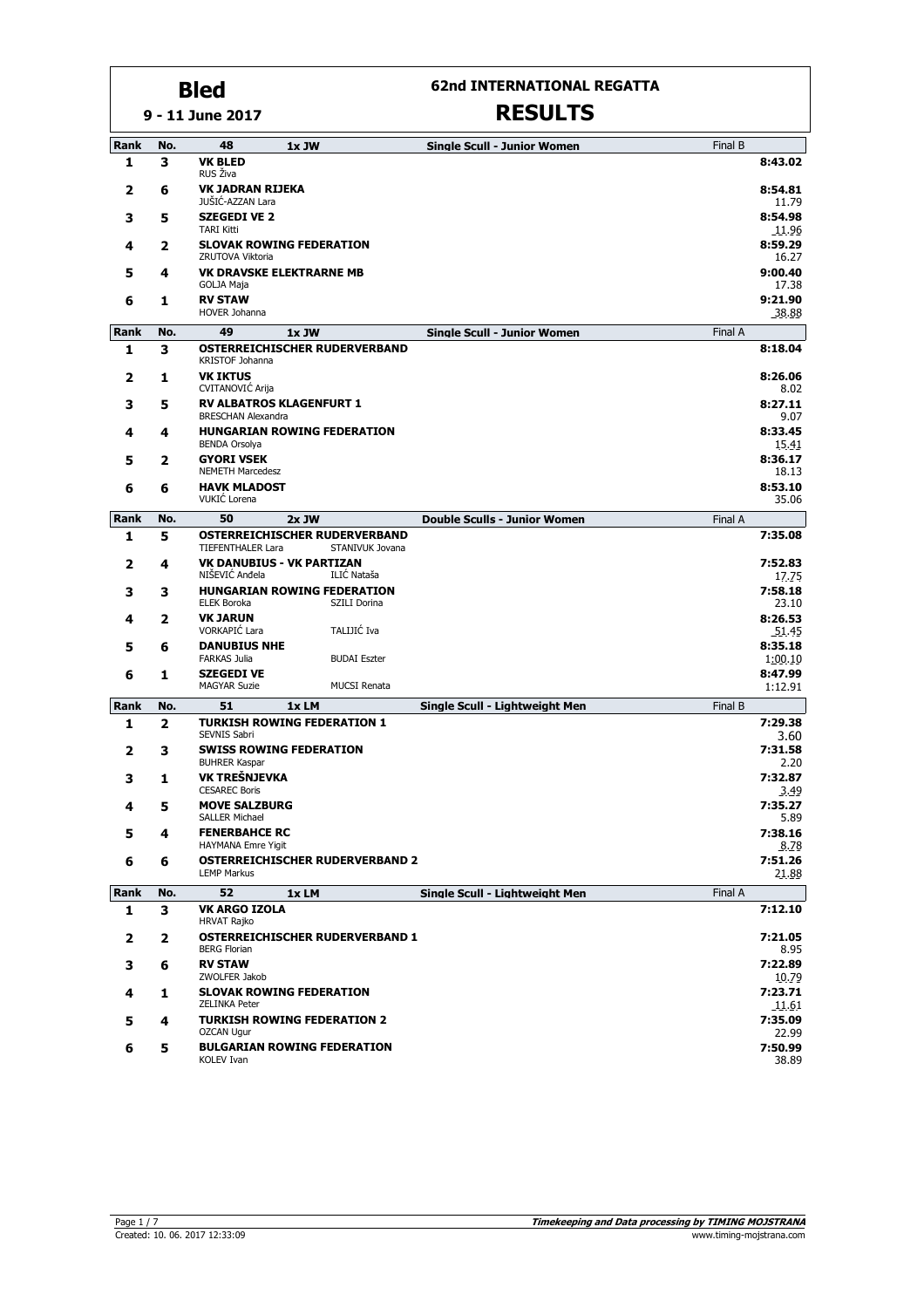# Bled

**9 - 11 June 2017**

## 62nd INTERNATIONAL REGATTA

## RESULTS

| Rank | No. | 48 1x JW | Single Scull - Junior Women | Final B |
|---|---|---|---|---|
| 1 | 3 | **VK BLED**<br>RUS Živa | | **8:43.02** |
| 2 | 6 | **VK JADRAN RIJEKA**<br>JUŠIĆ-AZZAN Lara | | **8:54.81**<br>11.79 |
| 3 | 5 | **SZEGEDI VE 2**<br>TARI Kitti | | **8:54.98**<br>11.96 |
| 4 | 2 | **SLOVAK ROWING FEDERATION**<br>ZRUTOVA Viktoria | | **8:59.29**<br>16.27 |
| 5 | 4 | **VK DRAVSKE ELEKTRARNE MB**<br>GOLJA Maja | | **9:00.40**<br>17.38 |
| 6 | 1 | **RV STAW**<br>HOVER Johanna | | **9:21.90**<br>38.88 |

| Rank | No. | 49 1x JW | Single Scull - Junior Women | Final A |
|---|---|---|---|---|
| 1 | 3 | **OSTERREICHISCHER RUDERVERBAND**<br>KRISTOF Johanna | | **8:18.04** |
| 2 | 1 | **VK IKTUS**<br>CVITANOVIĆ Arija | | **8:26.06**<br>8.02 |
| 3 | 5 | **RV ALBATROS KLAGENFURT 1**<br>BRESCHAN Alexandra | | **8:27.11**<br>9.07 |
| 4 | 4 | **HUNGARIAN ROWING FEDERATION**<br>BENDA Orsolya | | **8:33.45**<br>15.41 |
| 5 | 2 | **GYORI VSEK**<br>NEMETH Marcedesz | | **8:36.17**<br>18.13 |
| 6 | 6 | **HAVK MLADOST**<br>VUKIĆ Lorena | | **8:53.10**<br>35.06 |

| Rank | No. | 50 2x JW | Double Sculls - Junior Women | Final A |
|---|---|---|---|---|
| 1 | 5 | **OSTERREICHISCHER RUDERVERBAND**<br>TIEFENTHALER Lara, STANIVUK Jovana | | **7:35.08** |
| 2 | 4 | **VK DANUBIUS - VK PARTIZAN**<br>NIŠEVIĆ Anđela, ILIĆ Nataša | | **7:52.83**<br>17.75 |
| 3 | 3 | **HUNGARIAN ROWING FEDERATION**<br>ELEK Boroka, SZILI Dorina | | **7:58.18**<br>23.10 |
| 4 | 2 | **VK JARUN**<br>VORKAPIĆ Lara, TALIJIĆ Iva | | **8:26.53**<br>51.45 |
| 5 | 6 | **DANUBIUS NHE**<br>FARKAS Julia, BUDAI Eszter | | **8:35.18**<br>1:00.10 |
| 6 | 1 | **SZEGEDI VE**<br>MAGYAR Suzie, MUCSI Renata | | **8:47.99**<br>1:12.91 |

| Rank | No. | 51 1x LM | Single Scull - Lightweight Men | Final B |
|---|---|---|---|---|
| 1 | 2 | **TURKISH ROWING FEDERATION 1**<br>SEVNIS Sabri | | **7:29.38**<br>3.60 |
| 2 | 3 | **SWISS ROWING FEDERATION**<br>BUHRER Kaspar | | **7:31.58**<br>2.20 |
| 3 | 1 | **VK TREŠNJEVKA**<br>CESAREC Boris | | **7:32.87**<br>3.49 |
| 4 | 5 | **MOVE SALZBURG**<br>SALLER Michael | | **7:35.27**<br>5.89 |
| 5 | 4 | **FENERBAHCE RC**<br>HAYMANA Emre Yigit | | **7:38.16**<br>8.78 |
| 6 | 6 | **OSTERREICHISCHER RUDERVERBAND 2**<br>LEMP Markus | | **7:51.26**<br>21.88 |

| Rank | No. | 52 1x LM | Single Scull - Lightweight Men | Final A |
|---|---|---|---|---|
| 1 | 3 | **VK ARGO IZOLA**<br>HRVAT Rajko | | **7:12.10** |
| 2 | 2 | **OSTERREICHISCHER RUDERVERBAND 1**<br>BERG Florian | | **7:21.05**<br>8.95 |
| 3 | 6 | **RV STAW**<br>ZWOLFER Jakob | | **7:22.89**<br>10.79 |
| 4 | 1 | **SLOVAK ROWING FEDERATION**<br>ZELINKA Peter | | **7:23.71**<br>11.61 |
| 5 | 4 | **TURKISH ROWING FEDERATION 2**<br>OZCAN Ugur | | **7:35.09**<br>22.99 |
| 6 | 5 | **BULGARIAN ROWING FEDERATION**<br>KOLEV Ivan | | **7:50.99**<br>38.89 |

Created: 10. 06. 2017 12:33:09

*Timekeeping and Data processing by TIMING MOJSTRANA*
www.timing-mojstrana.com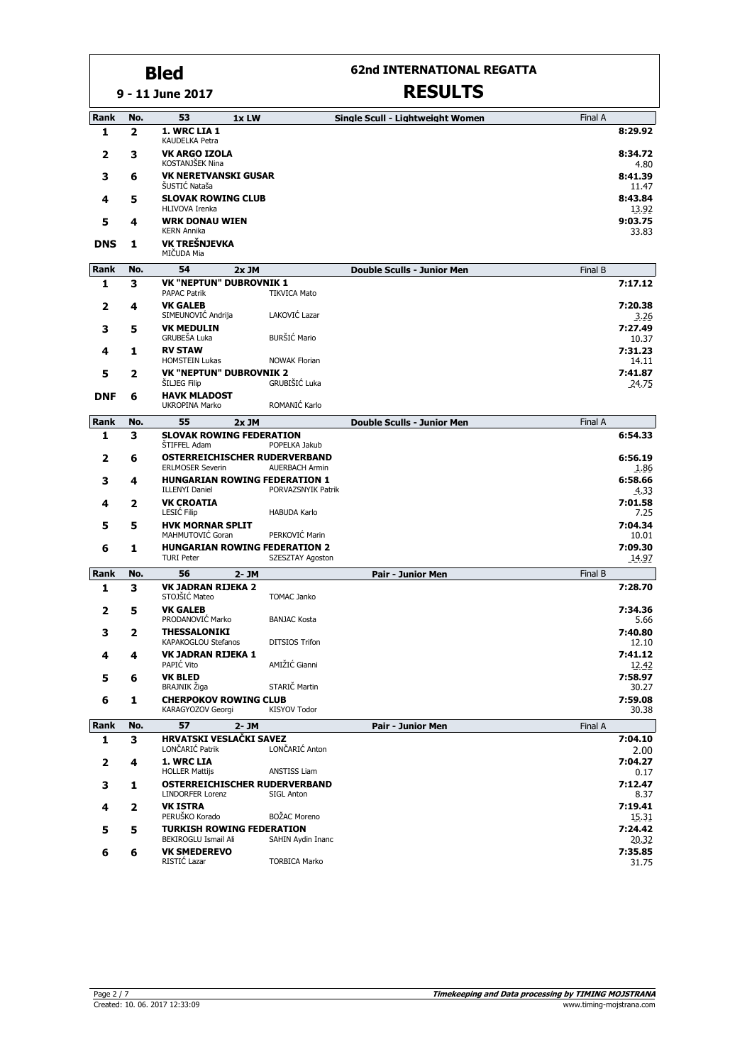# Bled

**9 - 11 June 2017**

## 62nd INTERNATIONAL REGATTA

## RESULTS

| Rank | No. | 53 | 1x LW | Single Scull - Lightweight Women | Final A |
|---|---|---|---|---|---|
| 1 | 2 | **1. WRC LIA 1**<br>KAUDELKA Petra | | | **8:29.92** |
| 2 | 3 | **VK ARGO IZOLA**<br>KOSTANJŠEK Nina | | | **8:34.72**<br>4.80 |
| 3 | 6 | **VK NERETVANSKI GUSAR**<br>ŠUSTIĆ Nataša | | | **8:41.39**<br>11.47 |
| 4 | 5 | **SLOVAK ROWING CLUB**<br>HLIVOVA Irenka | | | **8:43.84**<br>13.92 |
| 5 | 4 | **WRK DONAU WIEN**<br>KERN Annika | | | **9:03.75**<br>33.83 |
| DNS | 1 | **VK TREŠNJEVKA**<br>MIČUDA Mia | | | |

| Rank | No. | 54 | 2x JM | Double Sculls - Junior Men | Final B |
|---|---|---|---|---|---|
| 1 | 3 | **VK "NEPTUN" DUBROVNIK 1**<br>PAPAC Patrik | TIKVICA Mato | | **7:17.12** |
| 2 | 4 | **VK GALEB**<br>SIMEUNOVIĆ Andrija | LAKOVIĆ Lazar | | **7:20.38**<br>3.26 |
| 3 | 5 | **VK MEDULIN**<br>GRUBEŠA Luka | BURŠIĆ Mario | | **7:27.49**<br>10.37 |
| 4 | 1 | **RV STAW**<br>HOMSTEIN Lukas | NOWAK Florian | | **7:31.23**<br>14.11 |
| 5 | 2 | **VK "NEPTUN" DUBROVNIK 2**<br>ŠILJEG Filip | GRUBIŠIĆ Luka | | **7:41.87**<br>24.75 |
| DNF | 6 | **HAVK MLADOST**<br>UKROPINA Marko | ROMANIĆ Karlo | | |

| Rank | No. | 55 | 2x JM | Double Sculls - Junior Men | Final A |
|---|---|---|---|---|---|
| 1 | 3 | **SLOVAK ROWING FEDERATION**<br>ŠTIFFEL Adam | POPELKA Jakub | | **6:54.33** |
| 2 | 6 | **OSTERREICHISCHER RUDERVERBAND**<br>ERLMOSER Severin | AUERBACH Armin | | **6:56.19**<br>1.86 |
| 3 | 4 | **HUNGARIAN ROWING FEDERATION 1**<br>ILLENYI Daniel | PORVAZSNYIK Patrik | | **6:58.66**<br>4.33 |
| 4 | 2 | **VK CROATIA**<br>LESIĆ Filip | HABUDA Karlo | | **7:01.58**<br>7.25 |
| 5 | 5 | **HVK MORNAR SPLIT**<br>MAHMUTOVIĆ Goran | PERKOVIĆ Marin | | **7:04.34**<br>10.01 |
| 6 | 1 | **HUNGARIAN ROWING FEDERATION 2**<br>TURI Peter | SZESZTAY Agoston | | **7:09.30**<br>14.97 |

| Rank | No. | 56 | 2- JM | Pair - Junior Men | Final B |
|---|---|---|---|---|---|
| 1 | 3 | **VK JADRAN RIJEKA 2**<br>STOJŠIĆ Mateo | TOMAC Janko | | **7:28.70** |
| 2 | 5 | **VK GALEB**<br>PRODANOVIĆ Marko | BANJAC Kosta | | **7:34.36**<br>5.66 |
| 3 | 2 | **THESSALONIKI**<br>KAPAKOGLOU Stefanos | DITSIOS Trifon | | **7:40.80**<br>12.10 |
| 4 | 4 | **VK JADRAN RIJEKA 1**<br>PAPIĆ Vito | AMIŽIĆ Gianni | | **7:41.12**<br>12.42 |
| 5 | 6 | **VK BLED**<br>BRAJNIK Žiga | STARIČ Martin | | **7:58.97**<br>30.27 |
| 6 | 1 | **CHERPOKOV ROWING CLUB**<br>KARAGYOZOV Georgi | KISYOV Todor | | **7:59.08**<br>30.38 |

| Rank | No. | 57 | 2- JM | Pair - Junior Men | Final A |
|---|---|---|---|---|---|
| 1 | 3 | **HRVATSKI VESLAČKI SAVEZ**<br>LONČARIĆ Patrik | LONČARIĆ Anton | | **7:04.10**<br>2.00 |
| 2 | 4 | **1. WRC LIA**<br>HOLLER Mattijs | ANSTISS Liam | | **7:04.27**<br>0.17 |
| 3 | 1 | **OSTERREICHISCHER RUDERVERBAND**<br>LINDORFER Lorenz | SIGL Anton | | **7:12.47**<br>8.37 |
| 4 | 2 | **VK ISTRA**<br>PERUŠKO Korado | BOŽAC Moreno | | **7:19.41**<br>15.31 |
| 5 | 5 | **TURKISH ROWING FEDERATION**<br>BEKIROGLU Ismail Ali | SAHIN Aydin Inanc | | **7:24.42**<br>20.32 |
| 6 | 6 | **VK SMEDEREVO**<br>RISTIĆ Lazar | TORBICA Marko | | **7:35.85**<br>31.75 |

Created: 10. 06. 2017 12:33:09

*Timekeeping and Data processing by TIMING MOJSTRANA*
www.timing-mojstrana.com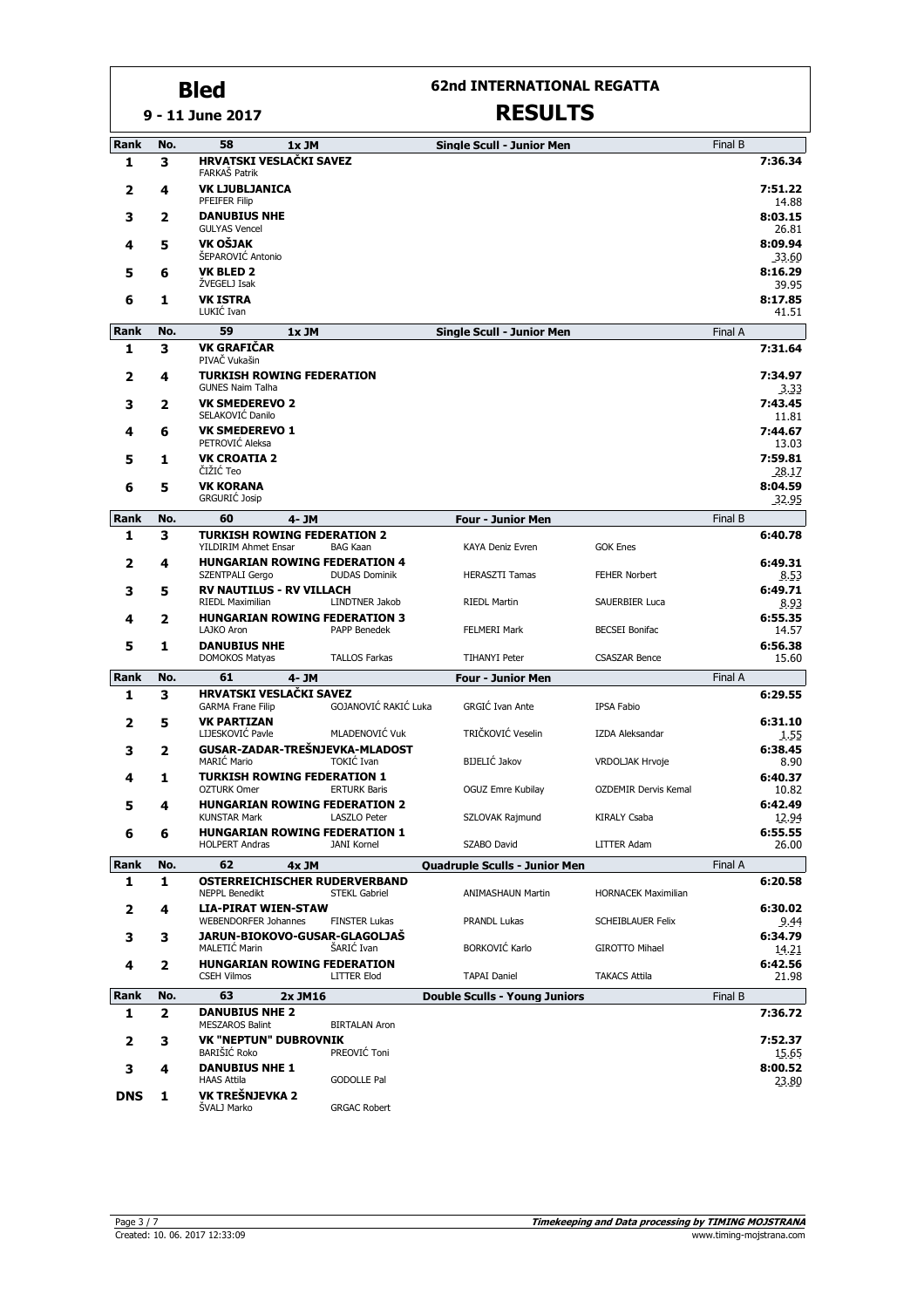# Bled

**9 - 11 June 2017**

## 62nd INTERNATIONAL REGATTA

## RESULTS

| Rank | No. | 58 1x JM | Single Scull - Junior Men | Final B |
|---|---|---|---|---|
| 1 | 3 | **HRVATSKI VESLAČKI SAVEZ**<br>FARKAŠ Patrik | | **7:36.34** |
| 2 | 4 | **VK LJUBLJANICA**<br>PFEIFER Filip | | **7:51.22**<br>14.88 |
| 3 | 2 | **DANUBIUS NHE**<br>GULYAS Vencel | | **8:03.15**<br>26.81 |
| 4 | 5 | **VK OŠJAK**<br>ŠEPAROVIĆ Antonio | | **8:09.94**<br>33.60 |
| 5 | 6 | **VK BLED 2**<br>ŽVEGELJ Isak | | **8:16.29**<br>39.95 |
| 6 | 1 | **VK ISTRA**<br>LUKIĆ Ivan | | **8:17.85**<br>41.51 |

| Rank | No. | 59 1x JM | Single Scull - Junior Men | Final A |
|---|---|---|---|---|
| 1 | 3 | **VK GRAFIČAR**<br>PIVAČ Vukašin | | **7:31.64** |
| 2 | 4 | **TURKISH ROWING FEDERATION**<br>GUNES Naim Talha | | **7:34.97**<br>3.33 |
| 3 | 2 | **VK SMEDEREVO 2**<br>SELAKOVIĆ Danilo | | **7:43.45**<br>11.81 |
| 4 | 6 | **VK SMEDEREVO 1**<br>PETROVIĆ Aleksa | | **7:44.67**<br>13.03 |
| 5 | 1 | **VK CROATIA 2**<br>ČIŽIĆ Teo | | **7:59.81**<br>28.17 |
| 6 | 5 | **VK KORANA**<br>GRGURIĆ Josip | | **8:04.59**<br>32.95 |

| Rank | No. | 60 4- JM | | Four - Junior Men | | Final B |
|---|---|---|---|---|---|---|
| 1 | 3 | **TURKISH ROWING FEDERATION 2**<br>YILDIRIM Ahmet Ensar | BAG Kaan | KAYA Deniz Evren | GOK Enes | **6:40.78** |
| 2 | 4 | **HUNGARIAN ROWING FEDERATION 4**<br>SZENTPALI Gergo | DUDAS Dominik | HERASZTI Tamas | FEHER Norbert | **6:49.31**<br>8.53 |
| 3 | 5 | **RV NAUTILUS - RV VILLACH**<br>RIEDL Maximilian | LINDTNER Jakob | RIEDL Martin | SAUERBIER Luca | **6:49.71**<br>8.93 |
| 4 | 2 | **HUNGARIAN ROWING FEDERATION 3**<br>LAJKO Aron | PAPP Benedek | FELMERI Mark | BECSEI Bonifac | **6:55.35**<br>14.57 |
| 5 | 1 | **DANUBIUS NHE**<br>DOMOKOS Matyas | TALLOS Farkas | TIHANYI Peter | CSASZAR Bence | **6:56.38**<br>15.60 |

| Rank | No. | 61 4- JM | | Four - Junior Men | | Final A |
|---|---|---|---|---|---|---|
| 1 | 3 | **HRVATSKI VESLAČKI SAVEZ**<br>GARMA Frane Filip | GOJANOVIĆ RAKIĆ Luka | GRGIĆ Ivan Ante | IPSA Fabio | **6:29.55** |
| 2 | 5 | **VK PARTIZAN**<br>LIJESKOVIĆ Pavle | MLADENOVIĆ Vuk | TRIČKOVIĆ Veselin | IZDA Aleksandar | **6:31.10**<br>1.55 |
| 3 | 2 | **GUSAR-ZADAR-TREŠNJEVKA-MLADOST**<br>MARIĆ Mario | TOKIĆ Ivan | BIJELIĆ Jakov | VRDOLJAK Hrvoje | **6:38.45**<br>8.90 |
| 4 | 1 | **TURKISH ROWING FEDERATION 1**<br>OZTURK Omer | ERTURK Baris | OGUZ Emre Kubilay | OZDEMIR Dervis Kemal | **6:40.37**<br>10.82 |
| 5 | 4 | **HUNGARIAN ROWING FEDERATION 2**<br>KUNSTAR Mark | LASZLO Peter | SZLOVAK Rajmund | KIRALY Csaba | **6:42.49**<br>12.94 |
| 6 | 6 | **HUNGARIAN ROWING FEDERATION 1**<br>HOLPERT Andras | JANI Kornel | SZABO David | LITTER Adam | **6:55.55**<br>26.00 |

| Rank | No. | 62 4x JM | | Quadruple Sculls - Junior Men | | Final A |
|---|---|---|---|---|---|---|
| 1 | 1 | **OSTERREICHISCHER RUDERVERBAND**<br>NEPPL Benedikt | STEKL Gabriel | ANIMASHAUN Martin | HORNACEK Maximilian | **6:20.58** |
| 2 | 4 | **LIA-PIRAT WIEN-STAW**<br>WEBENDORFER Johannes | FINSTER Lukas | PRANDL Lukas | SCHEIBLAUER Felix | **6:30.02**<br>9.44 |
| 3 | 3 | **JARUN-BIOKOVO-GUSAR-GLAGOLJAŠ**<br>MALETIĆ Marin | ŠARIĆ Ivan | BORKOVIĆ Karlo | GIROTTO Mihael | **6:34.79**<br>14.21 |
| 4 | 2 | **HUNGARIAN ROWING FEDERATION**<br>CSEH Vilmos | LITTER Elod | TAPAI Daniel | TAKACS Attila | **6:42.56**<br>21.98 |

| Rank | No. | 63 2x JM16 | | Double Sculls - Young Juniors | Final B |
|---|---|---|---|---|---|
| 1 | 2 | **DANUBIUS NHE 2**<br>MESZAROS Balint | BIRTALAN Aron | | **7:36.72** |
| 2 | 3 | **VK "NEPTUN" DUBROVNIK**<br>BARIŠIĆ Roko | PREOVIĆ Toni | | **7:52.37**<br>15.65 |
| 3 | 4 | **DANUBIUS NHE 1**<br>HAAS Attila | GODOLLE Pal | | **8:00.52**<br>23.80 |
| DNS | 1 | **VK TREŠNJEVKA 2**<br>ŠVALJ Marko | GRGAC Robert | | |

Created: 10. 06. 2017 12:33:09

*Timekeeping and Data processing by TIMING MOJSTRANA*
www.timing-mojstrana.com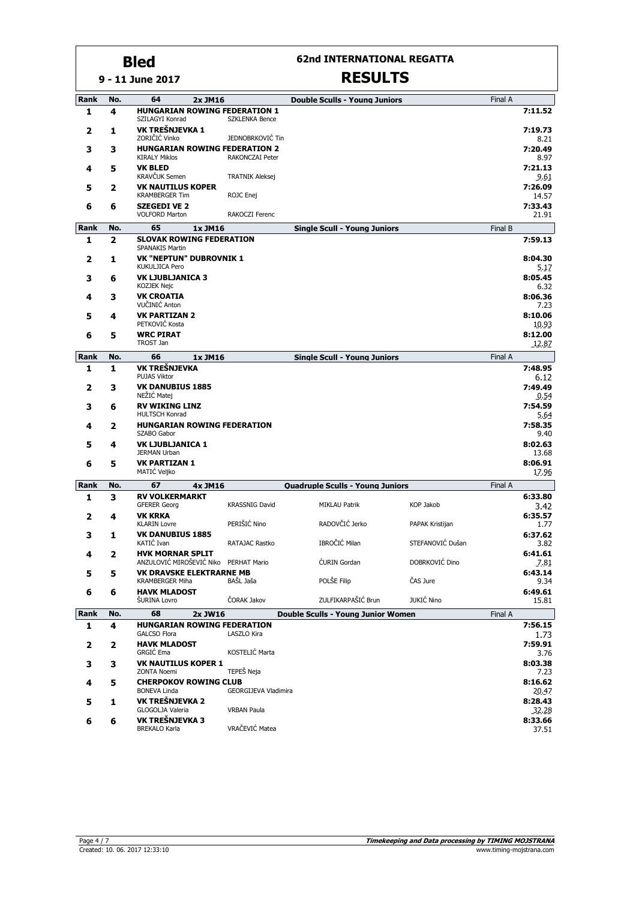# Bled

**9 - 11 June 2017**

## 62nd INTERNATIONAL REGATTA

## RESULTS

### 64 — 2x JM16 — Double Sculls - Young Juniors — Final A

| Rank | No. | Crew | Athletes | Time | Diff. |
|---|---|---|---|---|---|
| 1 | 4 | HUNGARIAN ROWING FEDERATION 1 | SZILAGYI Konrad, SZKLENKA Bence | 7:11.52 | |
| 2 | 1 | VK TREŠNJEVKA 1 | ZORIČIĆ Vinko, JEDNOBRKOVIĆ Tin | 7:19.73 | 8.21 |
| 3 | 3 | HUNGARIAN ROWING FEDERATION 2 | KIRALY Miklos, RAKONCZAI Peter | 7:20.49 | 8.97 |
| 4 | 5 | VK BLED | KRAVČUK Semen, TRATNIK Aleksej | 7:21.13 | 9.61 |
| 5 | 2 | VK NAUTILUS KOPER | KRAMBERGER Tim, ROJC Enej | 7:26.09 | 14.57 |
| 6 | 6 | SZEGEDI VE 2 | VOLFORD Marton, RAKOCZI Ferenc | 7:33.43 | 21.91 |

### 65 — 1x JM16 — Single Scull - Young Juniors — Final B

| Rank | No. | Crew | Athlete | Time | Diff. |
|---|---|---|---|---|---|
| 1 | 2 | SLOVAK ROWING FEDERATION | SPANAKIS Martin | 7:59.13 | |
| 2 | 1 | VK "NEPTUN" DUBROVNIK 1 | KUKULJICA Pero | 8:04.30 | 5.17 |
| 3 | 6 | VK LJUBLJANICA 3 | KOZJEK Nejc | 8:05.45 | 6.32 |
| 4 | 3 | VK CROATIA | VUČINIĆ Anton | 8:06.36 | 7.23 |
| 5 | 4 | VK PARTIZAN 2 | PETKOVIĆ Kosta | 8:10.06 | 10.93 |
| 6 | 5 | WRC PIRAT | TROST Jan | 8:12.00 | 12.87 |

### 66 — 1x JM16 — Single Scull - Young Juniors — Final A

| Rank | No. | Crew | Athlete | Time | Diff. |
|---|---|---|---|---|---|
| 1 | 1 | VK TREŠNJEVKA | PUJAS Viktor | 7:48.95 | 6.12 |
| 2 | 3 | VK DANUBIUS 1885 | NEŽIĆ Matej | 7:49.49 | 0.54 |
| 3 | 6 | RV WIKING LINZ | HULTSCH Konrad | 7:54.59 | 5.64 |
| 4 | 2 | HUNGARIAN ROWING FEDERATION | SZABO Gabor | 7:58.35 | 9.40 |
| 5 | 4 | VK LJUBLJANICA 1 | JERMAN Urban | 8:02.63 | 13.68 |
| 6 | 5 | VK PARTIZAN 1 | MATIĆ Veljko | 8:06.91 | 17.96 |

### 67 — 4x JM16 — Quadruple Sculls - Young Juniors — Final A

| Rank | No. | Crew | Athletes | Time | Diff. |
|---|---|---|---|---|---|
| 1 | 3 | RV VOLKERMARKT | GFERER Georg, KRASSNIG David, MIKLAU Patrik, KOP Jakob | 6:33.80 | 3.42 |
| 2 | 4 | VK KRKA | KLARIN Lovre, PERIŠIĆ Nino, RADOVČIĆ Jerko, PAPAK Kristijan | 6:35.57 | 1.77 |
| 3 | 1 | VK DANUBIUS 1885 | KATIĆ Ivan, RATAJAC Rastko, IBROČIĆ Milan, STEFANOVIĆ Dušan | 6:37.62 | 3.82 |
| 4 | 2 | HVK MORNAR SPLIT | ANZULOVIĆ MIROŠEVIĆ Niko, PERHAT Mario, ĆURIN Gordan, DOBRKOVIĆ Dino | 6:41.61 | 7.81 |
| 5 | 5 | VK DRAVSKE ELEKTRARNE MB | KRAMBERGER Miha, BAŠL Jaša, POLŠE Filip, ČAS Jure | 6:43.14 | 9.34 |
| 6 | 6 | HAVK MLADOST | ŠURINA Lovro, ČORAK Jakov, ZULFIKARPAŠIĆ Brun, JUKIĆ Nino | 6:49.61 | 15.81 |

### 68 — 2x JW16 — Double Sculls - Young Junior Women — Final A

| Rank | No. | Crew | Athletes | Time | Diff. |
|---|---|---|---|---|---|
| 1 | 4 | HUNGARIAN ROWING FEDERATION | GALCSO Flora, LASZLO Kira | 7:56.15 | 1.73 |
| 2 | 2 | HAVK MLADOST | GRGIĆ Ema, KOSTELIĆ Marta | 7:59.91 | 3.76 |
| 3 | 3 | VK NAUTILUS KOPER 1 | ZONTA Noemi, TEPEŠ Neja | 8:03.38 | 7.23 |
| 4 | 5 | CHERPOKOV ROWING CLUB | BONEVA Linda, GEORGIJEVA Vladimira | 8:16.62 | 20.47 |
| 5 | 1 | VK TREŠNJEVKA 2 | GLOGOLJA Valeria, VRBAN Paula | 8:28.43 | 32.28 |
| 6 | 6 | VK TREŠNJEVKA 3 | BREKALO Karla, VRAČEVIĆ Matea | 8:33.66 | 37.51 |

Created: 10. 06. 2017 12:33:10

*Timekeeping and Data processing by TIMING MOJSTRANA*
www.timing-mojstrana.com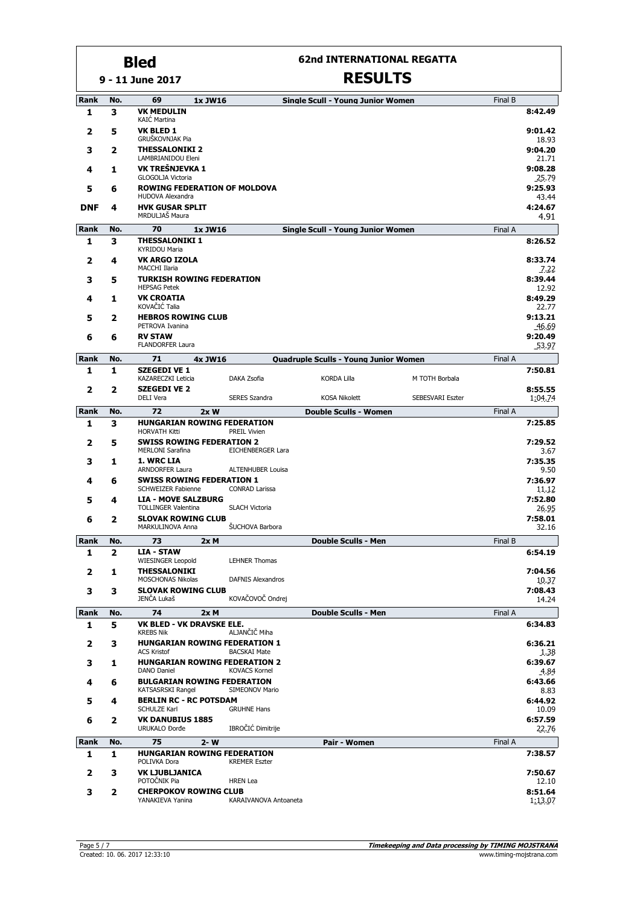# Bled

**9 - 11 June 2017**

## 62nd INTERNATIONAL REGATTA

## RESULTS

| Rank | No. | 69 1x JW16 Single Scull - Young Junior Women | | | | Final B |
|---|---|---|---|---|---|---|
| 1 | 3 | **VK MEDULIN** | | | | **8:42.49** |
| | | KAIĆ Martina | | | | |
| 2 | 5 | **VK BLED 1** | | | | **9:01.42** |
| | | GRUŠKOVNJAK Pia | | | | 18.93 |
| 3 | 2 | **THESSALONIKI 2** | | | | **9:04.20** |
| | | LAMBRIANIDOU Eleni | | | | 21.71 |
| 4 | 1 | **VK TREŠNJEVKA 1** | | | | **9:08.28** |
| | | GLOGOLJA Victoria | | | | 25.79 |
| 5 | 6 | **ROWING FEDERATION OF MOLDOVA** | | | | **9:25.93** |
| | | HUDOVA Alexandra | | | | 43.44 |
| DNF | 4 | **HVK GUSAR SPLIT** | | | | **4:24.67** |
| | | MRDULJAŠ Maura | | | | 4.91 |

| Rank | No. | 70 1x JW16 Single Scull - Young Junior Women | | | | Final A |
|---|---|---|---|---|---|---|
| 1 | 3 | **THESSALONIKI 1** | | | | **8:26.52** |
| | | KYRIDOU Maria | | | | |
| 2 | 4 | **VK ARGO IZOLA** | | | | **8:33.74** |
| | | MACCHI Ilaria | | | | 7.22 |
| 3 | 5 | **TURKISH ROWING FEDERATION** | | | | **8:39.44** |
| | | HEPSAG Petek | | | | 12.92 |
| 4 | 1 | **VK CROATIA** | | | | **8:49.29** |
| | | KOVAČIĆ Talia | | | | 22.77 |
| 5 | 2 | **HEBROS ROWING CLUB** | | | | **9:13.21** |
| | | PETROVA Ivanina | | | | 46.69 |
| 6 | 6 | **RV STAW** | | | | **9:20.49** |
| | | FLANDORFER Laura | | | | 53.97 |

| Rank | No. | 71 4x JW16 Quadruple Sculls - Young Junior Women | | | | Final A |
|---|---|---|---|---|---|---|
| 1 | 1 | **SZEGEDI VE 1** | | | | **7:50.81** |
| | | KAZARECZKI Leticia | DAKA Zsofia | KORDA Lilla | M TOTH Borbala | |
| 2 | 2 | **SZEGEDI VE 2** | | | | **8:55.55** |
| | | DELI Vera | SERES Szandra | KOSA Nikolett | SEBESVARI Eszter | 1:04.74 |

| Rank | No. | 72 2x W Double Sculls - Women | | | | Final A |
|---|---|---|---|---|---|---|
| 1 | 3 | **HUNGARIAN ROWING FEDERATION** | | | | **7:25.85** |
| | | HORVATH Kitti | PREIL Vivien | | | |
| 2 | 5 | **SWISS ROWING FEDERATION 2** | | | | **7:29.52** |
| | | MERLONI Sarafina | EICHENBERGER Lara | | | 3.67 |
| 3 | 1 | **1. WRC LIA** | | | | **7:35.35** |
| | | ARNDORFER Laura | ALTENHUBER Louisa | | | 9.50 |
| 4 | 6 | **SWISS ROWING FEDERATION 1** | | | | **7:36.97** |
| | | SCHWEIZER Fabienne | CONRAD Larissa | | | 11.12 |
| 5 | 4 | **LIA - MOVE SALZBURG** | | | | **7:52.80** |
| | | TOLLINGER Valentina | SLACH Victoria | | | 26.95 |
| 6 | 2 | **SLOVAK ROWING CLUB** | | | | **7:58.01** |
| | | MARKULINOVA Anna | ŠUCHOVA Barbora | | | 32.16 |

| Rank | No. | 73 2x M Double Sculls - Men | | | | Final B |
|---|---|---|---|---|---|---|
| 1 | 2 | **LIA - STAW** | | | | **6:54.19** |
| | | WIESINGER Leopold | LEHNER Thomas | | | |
| 2 | 1 | **THESSALONIKI** | | | | **7:04.56** |
| | | MOSCHONAS Nikolas | DAFNIS Alexandros | | | 10.37 |
| 3 | 3 | **SLOVAK ROWING CLUB** | | | | **7:08.43** |
| | | JENČA Lukaš | KOVAČOVOČ Ondrej | | | 14.24 |

| Rank | No. | 74 2x M Double Sculls - Men | | | | Final A |
|---|---|---|---|---|---|---|
| 1 | 5 | **VK BLED - VK DRAVSKE ELE.** | | | | **6:34.83** |
| | | KREBS Nik | ALJANČIČ Miha | | | |
| 2 | 3 | **HUNGARIAN ROWING FEDERATION 1** | | | | **6:36.21** |
| | | ACS Kristof | BACSKAI Mate | | | 1.38 |
| 3 | 1 | **HUNGARIAN ROWING FEDERATION 2** | | | | **6:39.67** |
| | | DANO Daniel | KOVACS Kornel | | | 4.84 |
| 4 | 6 | **BULGARIAN ROWING FEDERATION** | | | | **6:43.66** |
| | | KATSASRSKI Rangel | SIMEONOV Mario | | | 8.83 |
| 5 | 4 | **BERLIN RC - RC POTSDAM** | | | | **6:44.92** |
| | | SCHULZE Karl | GRUHNE Hans | | | 10.09 |
| 6 | 2 | **VK DANUBIUS 1885** | | | | **6:57.59** |
| | | URUKALO Đorđe | IBROČIĆ Dimitrije | | | 22.76 |

| Rank | No. | 75 2- W Pair - Women | | | | Final A |
|---|---|---|---|---|---|---|
| 1 | 1 | **HUNGARIAN ROWING FEDERATION** | | | | **7:38.57** |
| | | POLIVKA Dora | KREMER Eszter | | | |
| 2 | 3 | **VK LJUBLJANICA** | | | | **7:50.67** |
| | | POTOČNIK Pia | HREN Lea | | | 12.10 |
| 3 | 2 | **CHERPOKOV ROWING CLUB** | | | | **8:51.64** |
| | | YANAKIEVA Yanina | KARAIVANOVA Antoaneta | | | 1:13.07 |

Created: 10. 06. 2017 12:33:10

*Timekeeping and Data processing by TIMING MOJSTRANA*
www.timing-mojstrana.com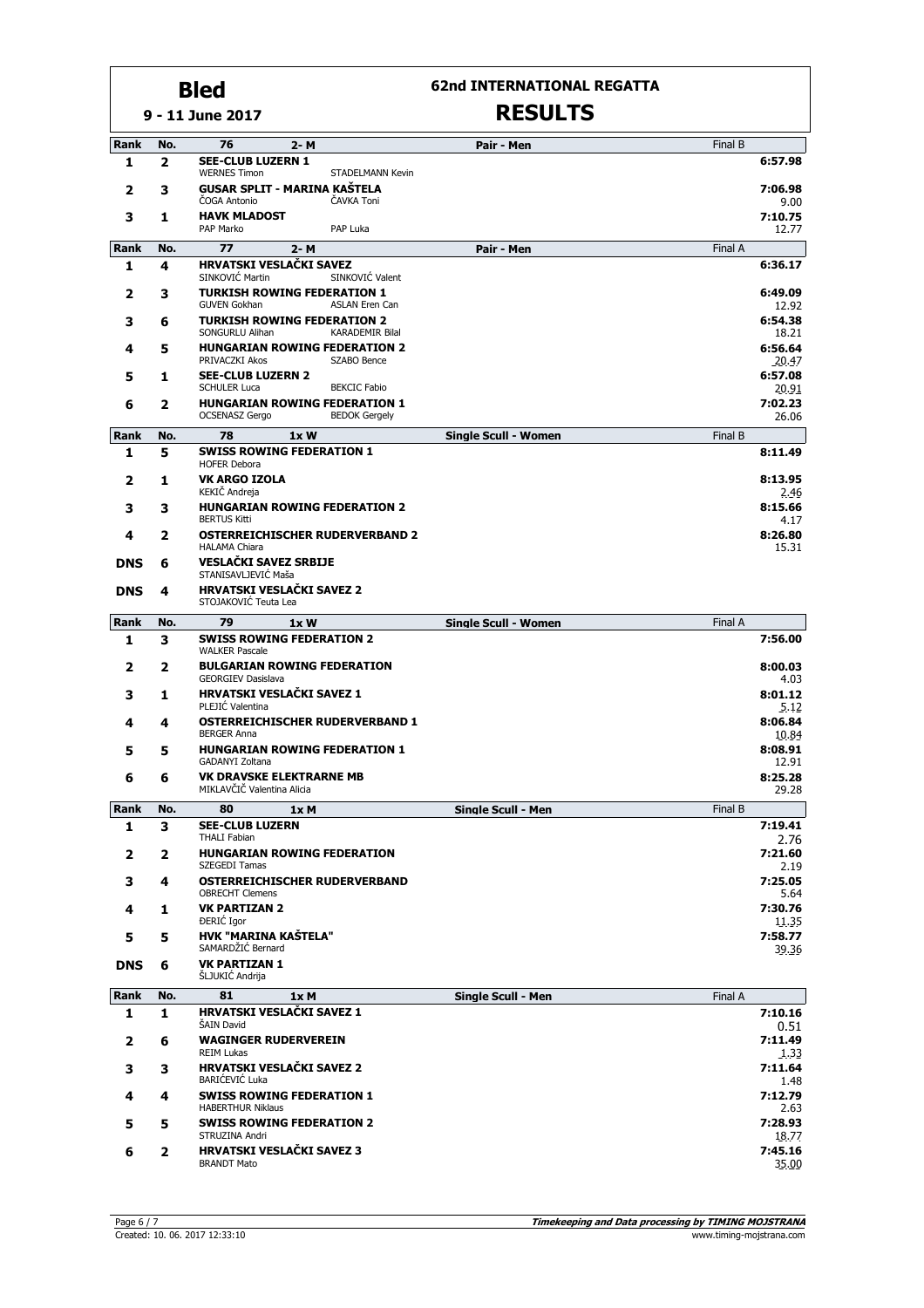# Bled

**9 - 11 June 2017**

## 62nd INTERNATIONAL REGATTA

## RESULTS

| Rank | No. | 76 | 2- M | Pair - Men | Final B |
|---|---|---|---|---|---|
| 1 | 2 | **SEE-CLUB LUZERN 1** | | | **6:57.98** |
| | | WERNES Timon | STADELMANN Kevin | | |
| 2 | 3 | **GUSAR SPLIT - MARINA KAŠTELA** | | | **7:06.98** |
| | | ČOGA Antonio | ČAVKA Toni | | 9.00 |
| 3 | 1 | **HAVK MLADOST** | | | **7:10.75** |
| | | PAP Marko | PAP Luka | | 12.77 |

| Rank | No. | 77 | 2- M | Pair - Men | Final A |
|---|---|---|---|---|---|
| 1 | 4 | **HRVATSKI VESLAČKI SAVEZ** | | | **6:36.17** |
| | | SINKOVIĆ Martin | SINKOVIĆ Valent | | |
| 2 | 3 | **TURKISH ROWING FEDERATION 1** | | | **6:49.09** |
| | | GUVEN Gokhan | ASLAN Eren Can | | 12.92 |
| 3 | 6 | **TURKISH ROWING FEDERATION 2** | | | **6:54.38** |
| | | SONGURLU Alihan | KARADEMIR Bilal | | 18.21 |
| 4 | 5 | **HUNGARIAN ROWING FEDERATION 2** | | | **6:56.64** |
| | | PRIVACZKI Akos | SZABO Bence | | 20.47 |
| 5 | 1 | **SEE-CLUB LUZERN 2** | | | **6:57.08** |
| | | SCHULER Luca | BEKCIC Fabio | | 20.91 |
| 6 | 2 | **HUNGARIAN ROWING FEDERATION 1** | | | **7:02.23** |
| | | OCSENASZ Gergo | BEDOK Gergely | | 26.06 |

| Rank | No. | 78 | 1x W | Single Scull - Women | Final B |
|---|---|---|---|---|---|
| 1 | 5 | **SWISS ROWING FEDERATION 1** | | | **8:11.49** |
| | | HOFER Debora | | | |
| 2 | 1 | **VK ARGO IZOLA** | | | **8:13.95** |
| | | KEKIČ Andreja | | | 2.46 |
| 3 | 3 | **HUNGARIAN ROWING FEDERATION 2** | | | **8:15.66** |
| | | BERTUS Kitti | | | 4.17 |
| 4 | 2 | **OSTERREICHISCHER RUDERVERBAND 2** | | | **8:26.80** |
| | | HALAMA Chiara | | | 15.31 |
| DNS | 6 | **VESLAČKI SAVEZ SRBIJE** | | | |
| | | STANISAVLJEVIĆ Maša | | | |
| DNS | 4 | **HRVATSKI VESLAČKI SAVEZ 2** | | | |
| | | STOJAKOVIĆ Teuta Lea | | | |

| Rank | No. | 79 | 1x W | Single Scull - Women | Final A |
|---|---|---|---|---|---|
| 1 | 3 | **SWISS ROWING FEDERATION 2** | | | **7:56.00** |
| | | WALKER Pascale | | | |
| 2 | 2 | **BULGARIAN ROWING FEDERATION** | | | **8:00.03** |
| | | GEORGIEV Dasislava | | | 4.03 |
| 3 | 1 | **HRVATSKI VESLAČKI SAVEZ 1** | | | **8:01.12** |
| | | PLEJIĆ Valentina | | | 5.12 |
| 4 | 4 | **OSTERREICHISCHER RUDERVERBAND 1** | | | **8:06.84** |
| | | BERGER Anna | | | 10.84 |
| 5 | 5 | **HUNGARIAN ROWING FEDERATION 1** | | | **8:08.91** |
| | | GADANYI Zoltana | | | 12.91 |
| 6 | 6 | **VK DRAVSKE ELEKTRARNE MB** | | | **8:25.28** |
| | | MIKLAVČIČ Valentina Alicia | | | 29.28 |

| Rank | No. | 80 | 1x M | Single Scull - Men | Final B |
|---|---|---|---|---|---|
| 1 | 3 | **SEE-CLUB LUZERN** | | | **7:19.41** |
| | | THALI Fabian | | | 2.76 |
| 2 | 2 | **HUNGARIAN ROWING FEDERATION** | | | **7:21.60** |
| | | SZEGEDI Tamas | | | 2.19 |
| 3 | 4 | **OSTERREICHISCHER RUDERVERBAND** | | | **7:25.05** |
| | | OBRECHT Clemens | | | 5.64 |
| 4 | 1 | **VK PARTIZAN 2** | | | **7:30.76** |
| | | ĐERIĆ Igor | | | 11.35 |
| 5 | 5 | **HVK "MARINA KAŠTELA"** | | | **7:58.77** |
| | | SAMARDŽIĆ Bernard | | | 39.36 |
| DNS | 6 | **VK PARTIZAN 1** | | | |
| | | ŠLJUKIĆ Andrija | | | |

| Rank | No. | 81 | 1x M | Single Scull - Men | Final A |
|---|---|---|---|---|---|
| 1 | 1 | **HRVATSKI VESLAČKI SAVEZ 1** | | | **7:10.16** |
| | | ŠAIN David | | | 0.51 |
| 2 | 6 | **WAGINGER RUDERVEREIN** | | | **7:11.49** |
| | | REIM Lukas | | | 1.33 |
| 3 | 3 | **HRVATSKI VESLAČKI SAVEZ 2** | | | **7:11.64** |
| | | BARIĆEVIĆ Luka | | | 1.48 |
| 4 | 4 | **SWISS ROWING FEDERATION 1** | | | **7:12.79** |
| | | HABERTHUR Niklaus | | | 2.63 |
| 5 | 5 | **SWISS ROWING FEDERATION 2** | | | **7:28.93** |
| | | STRUZINA Andri | | | 18.77 |
| 6 | 2 | **HRVATSKI VESLAČKI SAVEZ 3** | | | **7:45.16** |
| | | BRANDT Mato | | | 35.00 |

Created: 10. 06. 2017 12:33:10

*Timekeeping and Data processing by TIMING MOJSTRANA*
www.timing-mojstrana.com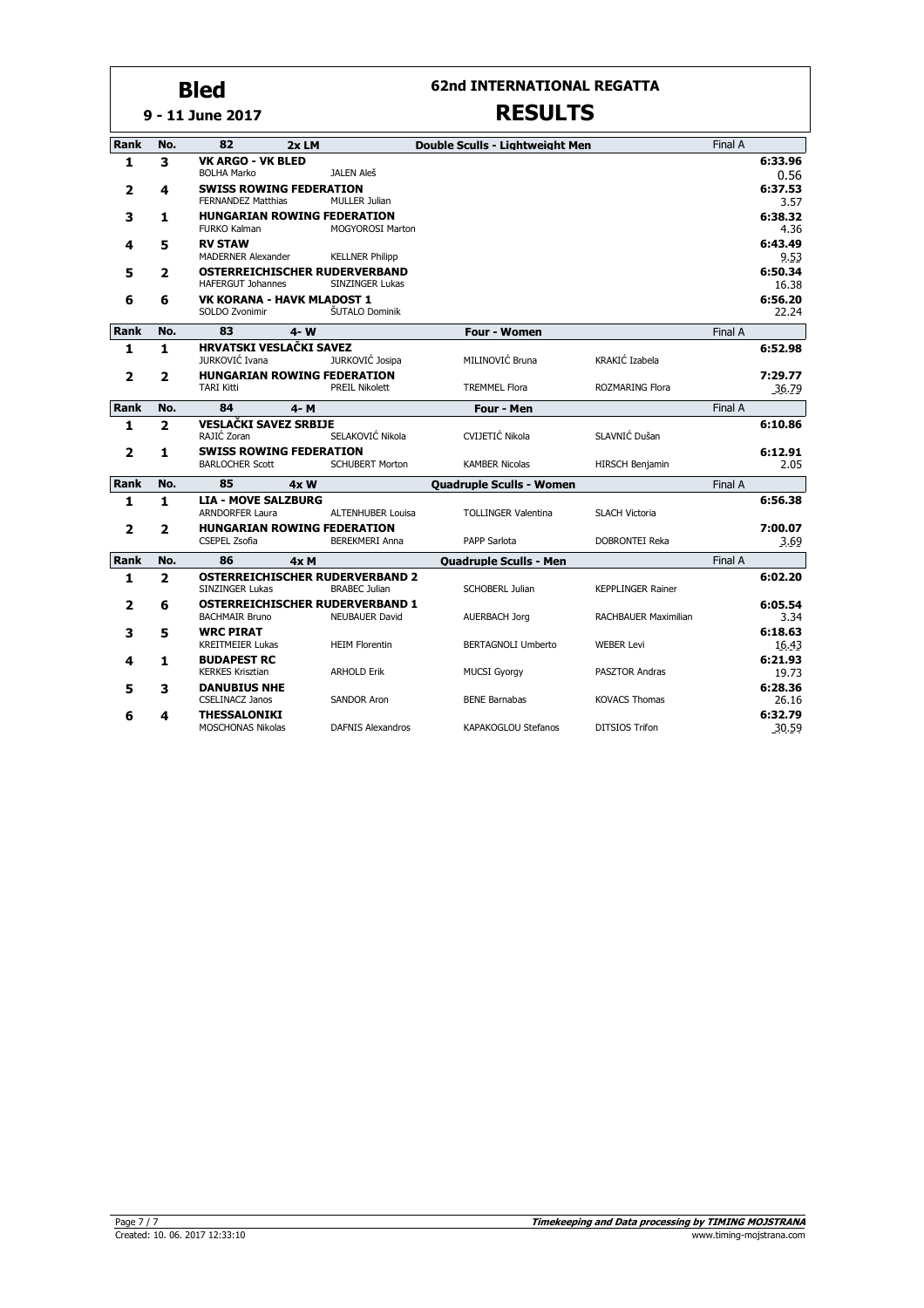# Bled

**9 - 11 June 2017**

## 62nd INTERNATIONAL REGATTA

## RESULTS

| Rank | No. | 82 2x LM | Double Sculls - Lightweight Men | | | Final A |
|---|---|---|---|---|---|---|
| **1** | **3** | **VK ARGO - VK BLED** | | | | **6:33.96** |
| | | BOLHA Marko | JALEN Aleš | | | 0.56 |
| **2** | **4** | **SWISS ROWING FEDERATION** | | | | **6:37.53** |
| | | FERNANDEZ Matthias | MULLER Julian | | | 3.57 |
| **3** | **1** | **HUNGARIAN ROWING FEDERATION** | | | | **6:38.32** |
| | | FURKO Kalman | MOGYOROSI Marton | | | 4.36 |
| **4** | **5** | **RV STAW** | | | | **6:43.49** |
| | | MADERNER Alexander | KELLNER Philipp | | | 9.53 |
| **5** | **2** | **OSTERREICHISCHER RUDERVERBAND** | | | | **6:50.34** |
| | | HAFERGUT Johannes | SINZINGER Lukas | | | 16.38 |
| **6** | **6** | **VK KORANA - HAVK MLADOST 1** | | | | **6:56.20** |
| | | SOLDO Zvonimir | ŠUTALO Dominik | | | 22.24 |

| Rank | No. | 83 4- W | Four - Women | | | Final A |
|---|---|---|---|---|---|---|
| **1** | **1** | **HRVATSKI VESLAČKI SAVEZ** | | | | **6:52.98** |
| | | JURKOVIĆ Ivana | JURKOVIĆ Josipa | MILINOVIĆ Bruna | KRAKIĆ Izabela | |
| **2** | **2** | **HUNGARIAN ROWING FEDERATION** | | | | **7:29.77** |
| | | TARI Kitti | PREIL Nikolett | TREMMEL Flora | ROZMARING Flora | 36.79 |

| Rank | No. | 84 4- M | Four - Men | | | Final A |
|---|---|---|---|---|---|---|
| **1** | **2** | **VESLAČKI SAVEZ SRBIJE** | | | | **6:10.86** |
| | | RAJIĆ Zoran | SELAKOVIĆ Nikola | CVIJETIĆ Nikola | SLAVNIĆ Dušan | |
| **2** | **1** | **SWISS ROWING FEDERATION** | | | | **6:12.91** |
| | | BARLOCHER Scott | SCHUBERT Morton | KAMBER Nicolas | HIRSCH Benjamin | 2.05 |

| Rank | No. | 85 4x W | Quadruple Sculls - Women | | | Final A |
|---|---|---|---|---|---|---|
| **1** | **1** | **LIA - MOVE SALZBURG** | | | | **6:56.38** |
| | | ARNDORFER Laura | ALTENHUBER Louisa | TOLLINGER Valentina | SLACH Victoria | |
| **2** | **2** | **HUNGARIAN ROWING FEDERATION** | | | | **7:00.07** |
| | | CSEPEL Zsofia | BEREKMERI Anna | PAPP Sarlota | DOBRONTEI Reka | 3.69 |

| Rank | No. | 86 4x M | Quadruple Sculls - Men | | | Final A |
|---|---|---|---|---|---|---|
| **1** | **2** | **OSTERREICHISCHER RUDERVERBAND 2** | | | | **6:02.20** |
| | | SINZINGER Lukas | BRABEC Julian | SCHOBERL Julian | KEPPLINGER Rainer | |
| **2** | **6** | **OSTERREICHISCHER RUDERVERBAND 1** | | | | **6:05.54** |
| | | BACHMAIR Bruno | NEUBAUER David | AUERBACH Jorg | RACHBAUER Maximilian | 3.34 |
| **3** | **5** | **WRC PIRAT** | | | | **6:18.63** |
| | | KREITMEIER Lukas | HEIM Florentin | BERTAGNOLI Umberto | WEBER Levi | 16.43 |
| **4** | **1** | **BUDAPEST RC** | | | | **6:21.93** |
| | | KERKES Krisztian | ARHOLD Erik | MUCSI Gyorgy | PASZTOR Andras | 19.73 |
| **5** | **3** | **DANUBIUS NHE** | | | | **6:28.36** |
| | | CSELINACZ Janos | SANDOR Aron | BENE Barnabas | KOVACS Thomas | 26.16 |
| **6** | **4** | **THESSALONIKI** | | | | **6:32.79** |
| | | MOSCHONAS Nikolas | DAFNIS Alexandros | KAPAKOGLOU Stefanos | DITSIOS Trifon | 30.59 |

Created: 10. 06. 2017 12:33:10

*Timekeeping and Data processing by TIMING MOJSTRANA*
www.timing-mojstrana.com